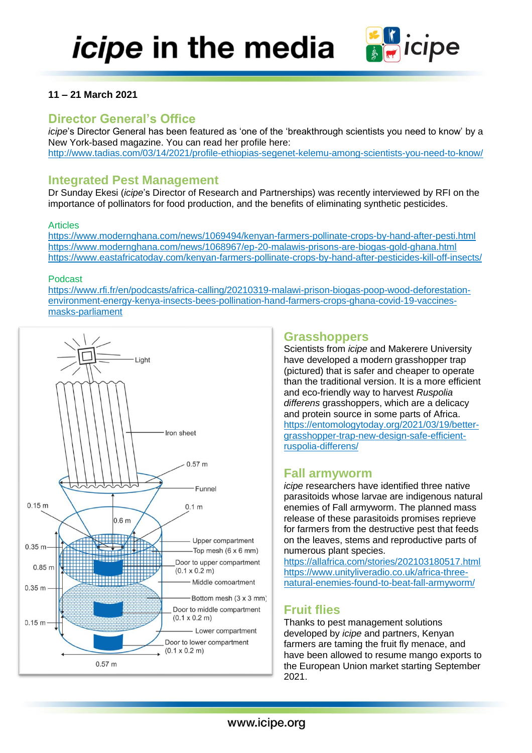# *icipe* in the media

**11 – 21 March 2021**

## Director General's Office

*icipe*'s Director General has been featured as 'one of the 'breakthrough scientists you need to know' by a New York-based magazine. You can read her profile here:
http://www.tadias.com/03/14/2021/profile-ethiopias-segenet-kelemu-among-scientists-you-need-to-know/

## Integrated Pest Management

Dr Sunday Ekesi (*icipe*'s Director of Research and Partnerships) was recently interviewed by RFI on the importance of pollinators for food production, and the benefits of eliminating synthetic pesticides.

### Articles

https://www.modernghana.com/news/1069494/kenyan-farmers-pollinate-crops-by-hand-after-pesti.html
https://www.modernghana.com/news/1068967/ep-20-malawis-prisons-are-biogas-gold-ghana.html
https://www.eastafricatoday.com/kenyan-farmers-pollinate-crops-by-hand-after-pesticides-kill-off-insects/

### Podcast

https://www.rfi.fr/en/podcasts/africa-calling/20210319-malawi-prison-biogas-poop-wood-deforestation-environment-energy-kenya-insects-bees-pollination-hand-farmers-crops-ghana-covid-19-vaccines-masks-parliament

Light
Iron sheet
0.57 m
Funnel
0.15 m
0.1 m
0.6 m
0.35 m
Upper compartment
Top mesh (6 x 6 mm)
0.85 m
Door to upper compartment (0.1 x 0.2 m)
0.35 m
Middle comoartment
Bottom mesh (3 x 3 mm)
Door to middle compartment (0.1 x 0.2 m)
0.15 m
Lower compartment
Door to lower compartment (0.1 x 0.2 m)
0.57 m

## Grasshoppers

Scientists from *icipe* and Makerere University have developed a modern grasshopper trap (pictured) that is safer and cheaper to operate than the traditional version. It is a more efficient and eco-friendly way to harvest *Ruspolia differens* grasshoppers, which are a delicacy and protein source in some parts of Africa.
https://entomologytoday.org/2021/03/19/better-grasshopper-trap-new-design-safe-efficient-ruspolia-differens/

## Fall armyworm

*icipe* researchers have identified three native parasitoids whose larvae are indigenous natural enemies of Fall armyworm. The planned mass release of these parasitoids promises reprieve for farmers from the destructive pest that feeds on the leaves, stems and reproductive parts of numerous plant species.
https://allafrica.com/stories/202103180517.html
https://www.unityliveradio.co.uk/africa-three-natural-enemies-found-to-beat-fall-armyworm/

## Fruit flies

Thanks to pest management solutions developed by *icipe* and partners, Kenyan farmers are taming the fruit fly menace, and have been allowed to resume mango exports to the European Union market starting September 2021.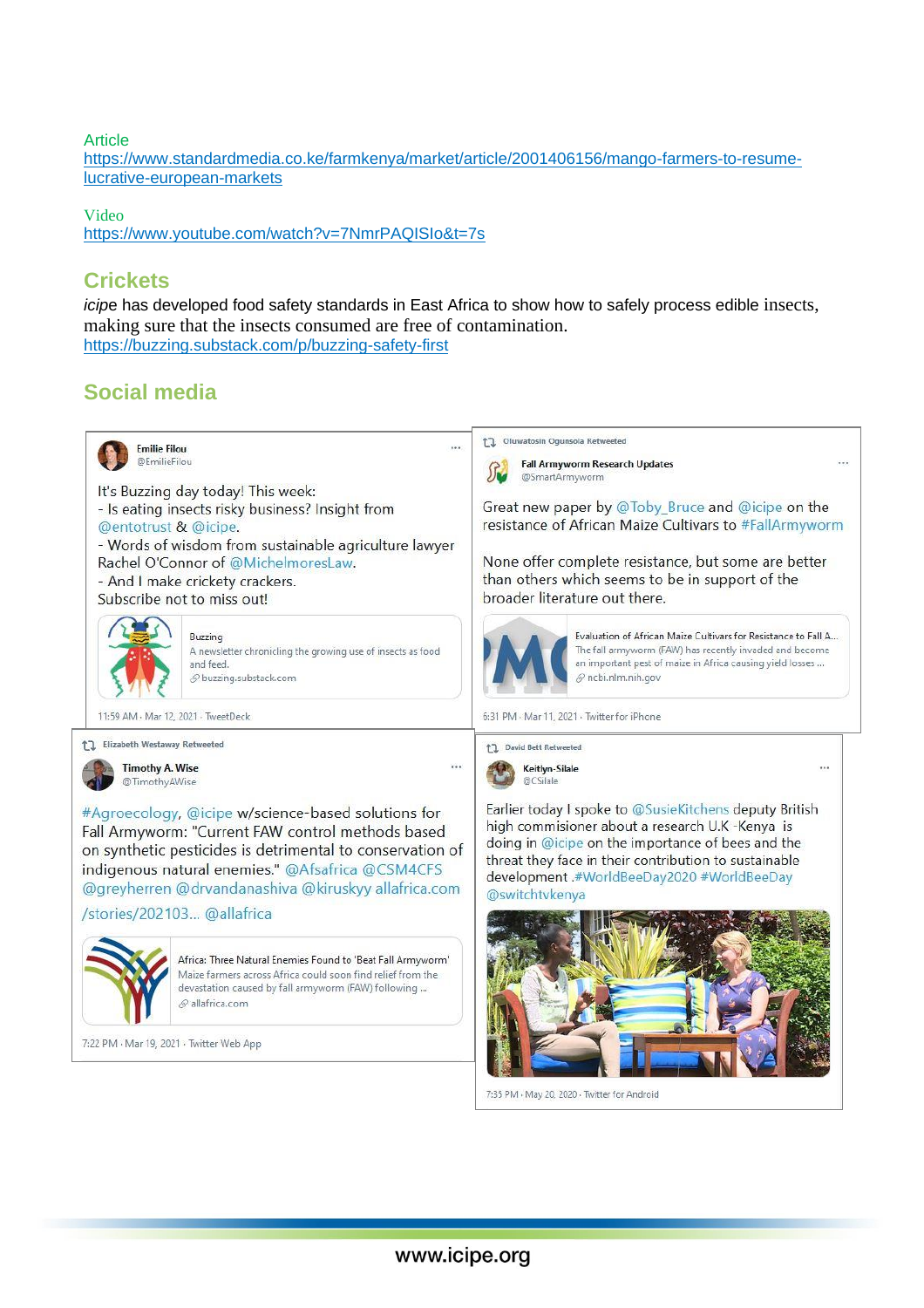Article
https://www.standardmedia.co.ke/farmkenya/market/article/2001406156/mango-farmers-to-resume-lucrative-european-markets

Video
https://www.youtube.com/watch?v=7NmrPAQISIo&t=7s

## Crickets

*icipe* has developed food safety standards in East Africa to show how to safely process edible insects, making sure that the insects consumed are free of contamination.
https://buzzing.substack.com/p/buzzing-safety-first

## Social media

**Emilie Filou** @EmilieFilou

It's Buzzing day today! This week:
- Is eating insects risky business? Insight from @entotrust & @icipe.
- Words of wisdom from sustainable agriculture lawyer Rachel O'Connor of @MichelmoresLaw.
- And I make crickety crackers.
Subscribe not to miss out!

Buzzing
A newsletter chronicling the growing use of insects as food and feed.
buzzing.substack.com

11:59 AM · Mar 12, 2021 · TweetDeck

Oluwatosin Ogunsola Retweeted

**Fall Armyworm Research Updates** @SmartArmyworm

Great new paper by @Toby_Bruce and @icipe on the resistance of African Maize Cultivars to #FallArmyworm

None offer complete resistance, but some are better than others which seems to be in support of the broader literature out there.

Evaluation of African Maize Cultivars for Resistance to Fall A...
The fall armyworm (FAW) has recently invaded and become an important pest of maize in Africa causing yield losses ...
ncbi.nlm.nih.gov

6:31 PM · Mar 11, 2021 · Twitter for iPhone

Elizabeth Westaway Retweeted

**Timothy A. Wise** @TimothyAWise

#Agroecology, @icipe w/science-based solutions for Fall Armyworm: "Current FAW control methods based on synthetic pesticides is detrimental to conservation of indigenous natural enemies." @Afsafrica @CSM4CFS @greyherren @drvandanashiva @kiruskyy allafrica.com/stories/202103... @allafrica

Africa: Three Natural Enemies Found to 'Beat Fall Armyworm'
Maize farmers across Africa could soon find relief from the devastation caused by fall armyworm (FAW) following ...
allafrica.com

7:22 PM · Mar 19, 2021 · Twitter Web App

David Bett Retweeted

**Keitlyn-Silale** @CSilale

Earlier today I spoke to @SusieKitchens deputy British high commisioner about a research U.K -Kenya is doing in @icipe on the importance of bees and the threat they face in their contribution to sustainable development .#WorldBeeDay2020 #WorldBeeDay @switchtvkenya

7:35 PM · May 20, 2020 · Twitter for Android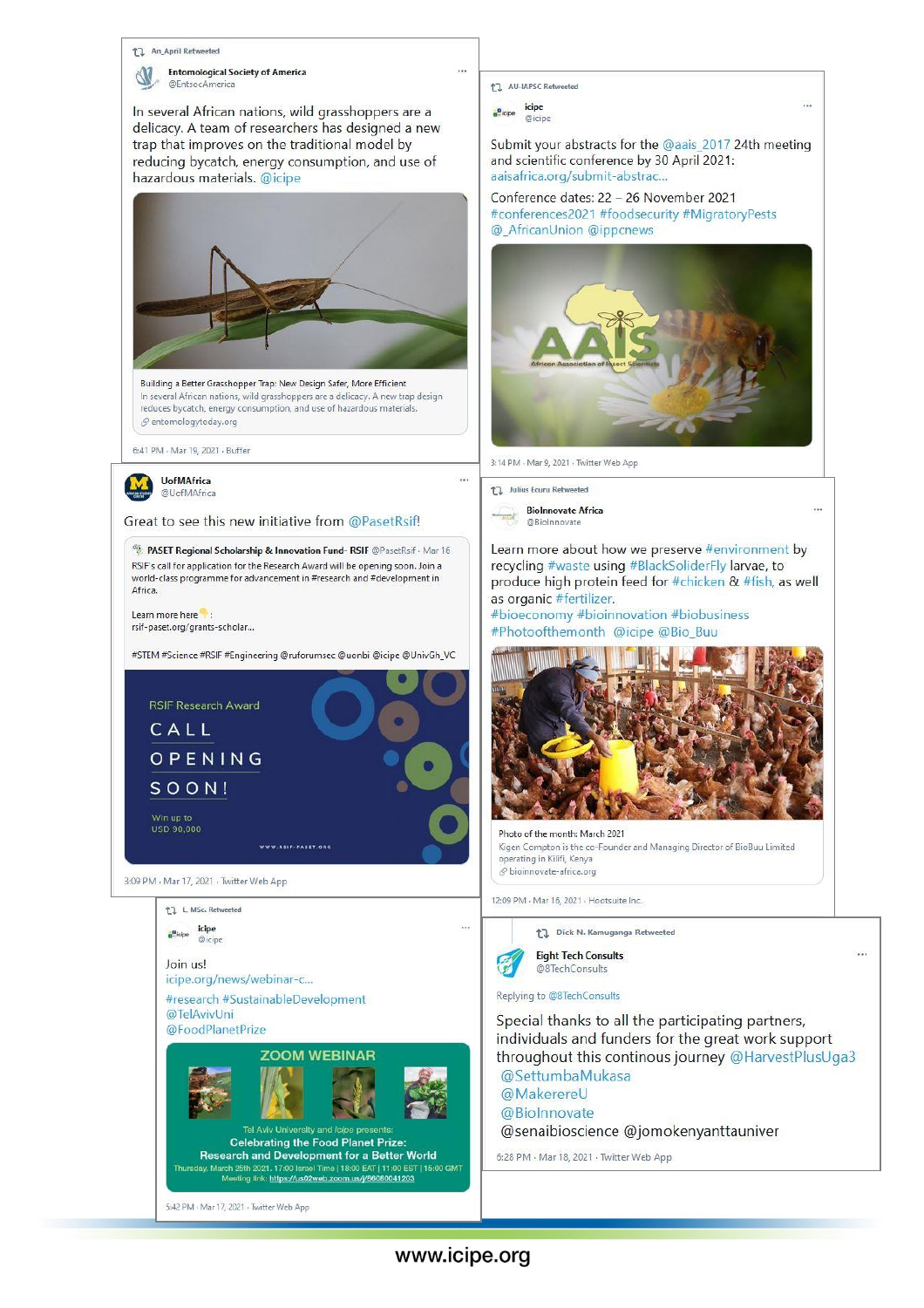An_April Retweeted

**Entomological Society of America**
@EntsocAmerica

In several African nations, wild grasshoppers are a delicacy. A team of researchers has designed a new trap that improves on the traditional model by reducing bycatch, energy consumption, and use of hazardous materials. @icipe

Building a Better Grasshopper Trap: New Design Safer, More Efficient
In several African nations, wild grasshoppers are a delicacy. A new trap design reduces bycatch, energy consumption, and use of hazardous materials.
entomologytoday.org

6:41 PM · Mar 19, 2021 · Buffer

---

AU-IAPSC Retweeted

**icipe**
@icipe

Submit your abstracts for the @aais_2017 24th meeting and scientific conference by 30 April 2021: aaisafrica.org/submit-abstrac...

Conference dates: 22 – 26 November 2021
#conferences2021 #foodsecurity #MigratoryPests @_AfricanUnion @ippcnews

AAIS
African Association of Insect Scientists

3:14 PM · Mar 9, 2021 · Twitter Web App

---

**UofMAfrica**
@UofMAfrica

Great to see this new initiative from @PasetRsif!

PASET Regional Scholarship & Innovation Fund- RSIF @PasetRsif · Mar 16
RSIF's call for application for the Research Award will be opening soon. Join a world-class programme for advancement in #research and #development in Africa.

Learn more here :
rsif-paset.org/grants-scholar...

#STEM #Science #RSIF #Engineering @ruforumsec @uonbi @icipe @UnivGh_VC

RSIF Research Award
CALL
OPENING
SOON!
Win up to
USD 90,000
www.rsif-paset.org

3:09 PM · Mar 17, 2021 · Twitter Web App

---

Julius Ecuru Retweeted

**BioInnovate Africa**
@BioInnovate

Learn more about how we preserve #environment by recycling #waste using #BlackSoliderFly larvae, to produce high protein feed for #chicken & #fish, as well as organic #fertilizer.
#bioeconomy #bioinnovation #biobusiness #Photoofthemonth @icipe @Bio_Buu

Photo of the month: March 2021
Kigen Compton is the co-Founder and Managing Director of BioBuu Limited operating in Kilifi, Kenya
bioinnovate-africa.org

12:09 PM · Mar 16, 2021 · Hootsuite Inc.

---

L. MSc. Retweeted

**icipe**
@icipe

Join us!
icipe.org/news/webinar-c...
#research #SustainableDevelopment
@TelAvivUni
@FoodPlanetPrize

ZOOM WEBINAR
Tel Aviv University and *icipe* presents:
Celebrating the Food Planet Prize:
Research and Development for a Better World
Thursday, March 25th 2021, 17:00 Israel Time | 18:00 EAT | 11:00 EST | 15:00 GMT
Meeting link: https://us02web.zoom.us/j/86080041203

5:42 PM · Mar 17, 2021 · Twitter Web App

---

Dick N. Kamuganga Retweeted

**Eight Tech Consults**
@8TechConsults

Replying to @8TechConsults

Special thanks to all the participating partners, individuals and funders for the great work support throughout this continous journey @HarvestPlusUga3 @SettumbaMukasa @MakerereU @BioInnovate @senaibioscience @jomokenyanttauniver

6:28 PM · Mar 18, 2021 · Twitter Web App

www.icipe.org